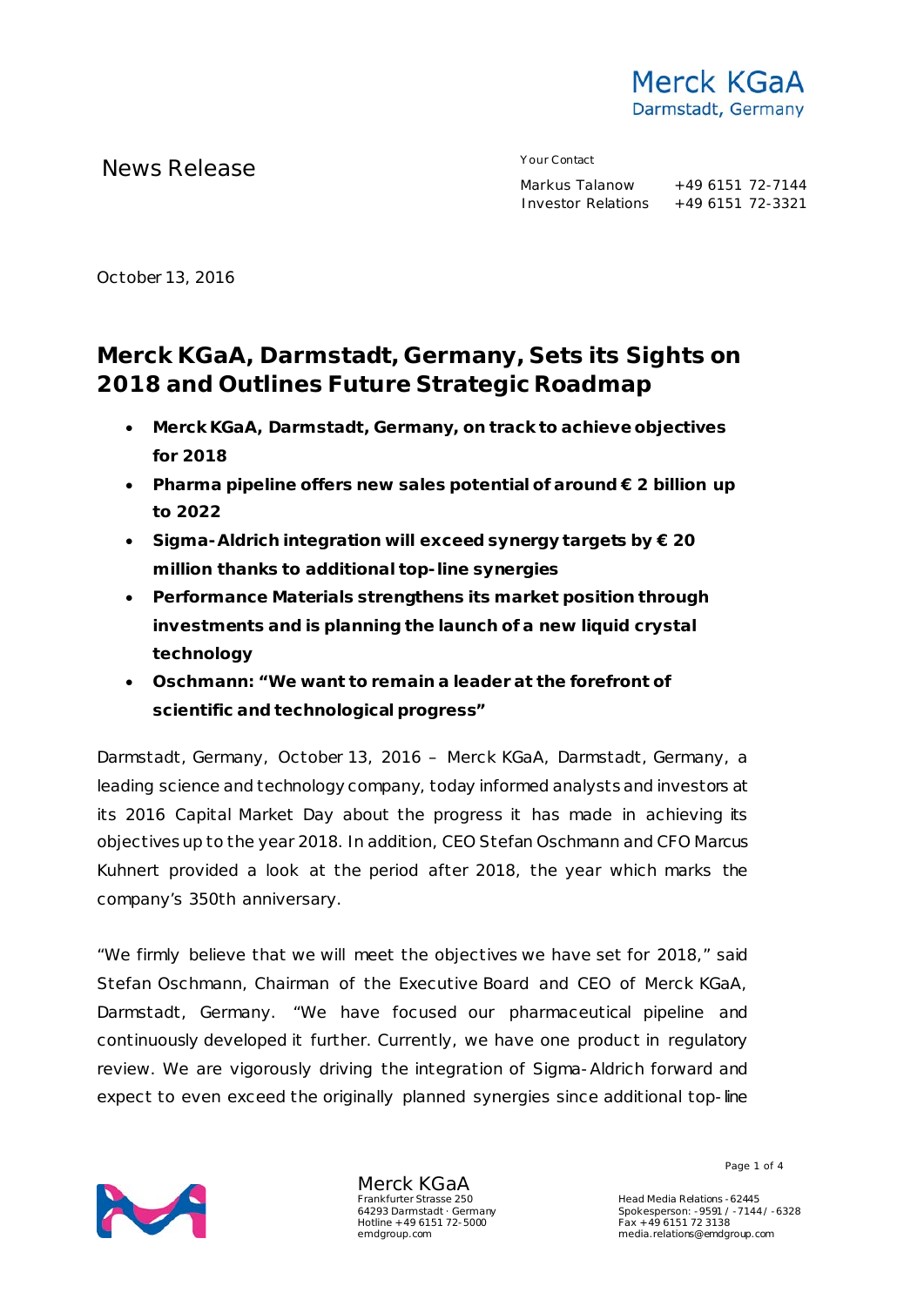News Release

Your Contact

Markus Talanow +49 6151 72-7144
Investor Relations +49 6151 72-3321

October 13, 2016

# Merck KGaA, Darmstadt, Germany, Sets its Sights on 2018 and Outlines Future Strategic Roadmap

- **Merck KGaA, Darmstadt, Germany, on track to achieve objectives for 2018**
- **Pharma pipeline offers new sales potential of around € 2 billion up to 2022**
- **Sigma-Aldrich integration will exceed synergy targets by € 20 million thanks to additional top-line synergies**
- **Performance Materials strengthens its market position through investments and is planning the launch of a new liquid crystal technology**
- **Oschmann: "We want to remain a leader at the forefront of scientific and technological progress"**

Darmstadt, Germany, October 13, 2016 – Merck KGaA, Darmstadt, Germany, a leading science and technology company, today informed analysts and investors at its 2016 Capital Market Day about the progress it has made in achieving its objectives up to the year 2018. In addition, CEO Stefan Oschmann and CFO Marcus Kuhnert provided a look at the period after 2018, the year which marks the company's 350th anniversary.

"We firmly believe that we will meet the objectives we have set for 2018," said Stefan Oschmann, Chairman of the Executive Board and CEO of Merck KGaA, Darmstadt, Germany. "We have focused our pharmaceutical pipeline and continuously developed it further. Currently, we have one product in regulatory review. We are vigorously driving the integration of Sigma-Aldrich forward and expect to even exceed the originally planned synergies since additional top-line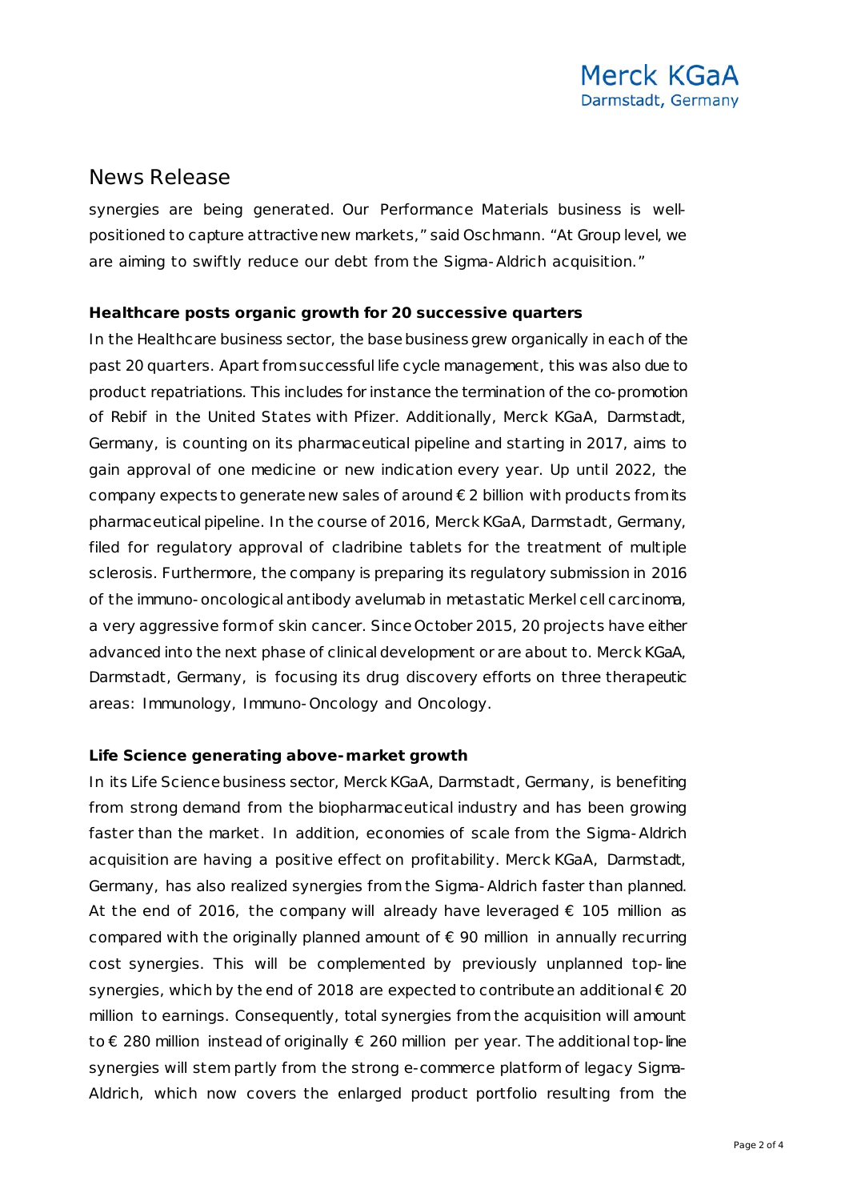# News Release

synergies are being generated. Our Performance Materials business is well-positioned to capture attractive new markets," said Oschmann. "At Group level, we are aiming to swiftly reduce our debt from the Sigma-Aldrich acquisition."

**Healthcare posts organic growth for 20 successive quarters**

In the Healthcare business sector, the base business grew organically in each of the past 20 quarters. Apart from successful life cycle management, this was also due to product repatriations. This includes for instance the termination of the co-promotion of Rebif in the United States with Pfizer. Additionally, Merck KGaA, Darmstadt, Germany, is counting on its pharmaceutical pipeline and starting in 2017, aims to gain approval of one medicine or new indication every year. Up until 2022, the company expects to generate new sales of around € 2 billion with products from its pharmaceutical pipeline. In the course of 2016, Merck KGaA, Darmstadt, Germany, filed for regulatory approval of cladribine tablets for the treatment of multiple sclerosis. Furthermore, the company is preparing its regulatory submission in 2016 of the immuno-oncological antibody avelumab in metastatic Merkel cell carcinoma, a very aggressive form of skin cancer. Since October 2015, 20 projects have either advanced into the next phase of clinical development or are about to. Merck KGaA, Darmstadt, Germany, is focusing its drug discovery efforts on three therapeutic areas: Immunology, Immuno-Oncology and Oncology.

**Life Science generating above-market growth**

In its Life Science business sector, Merck KGaA, Darmstadt, Germany, is benefiting from strong demand from the biopharmaceutical industry and has been growing faster than the market. In addition, economies of scale from the Sigma-Aldrich acquisition are having a positive effect on profitability. Merck KGaA, Darmstadt, Germany, has also realized synergies from the Sigma-Aldrich faster than planned. At the end of 2016, the company will already have leveraged € 105 million as compared with the originally planned amount of € 90 million in annually recurring cost synergies. This will be complemented by previously unplanned top-line synergies, which by the end of 2018 are expected to contribute an additional € 20 million to earnings. Consequently, total synergies from the acquisition will amount to € 280 million instead of originally € 260 million per year. The additional top-line synergies will stem partly from the strong e-commerce platform of legacy Sigma-Aldrich, which now covers the enlarged product portfolio resulting from the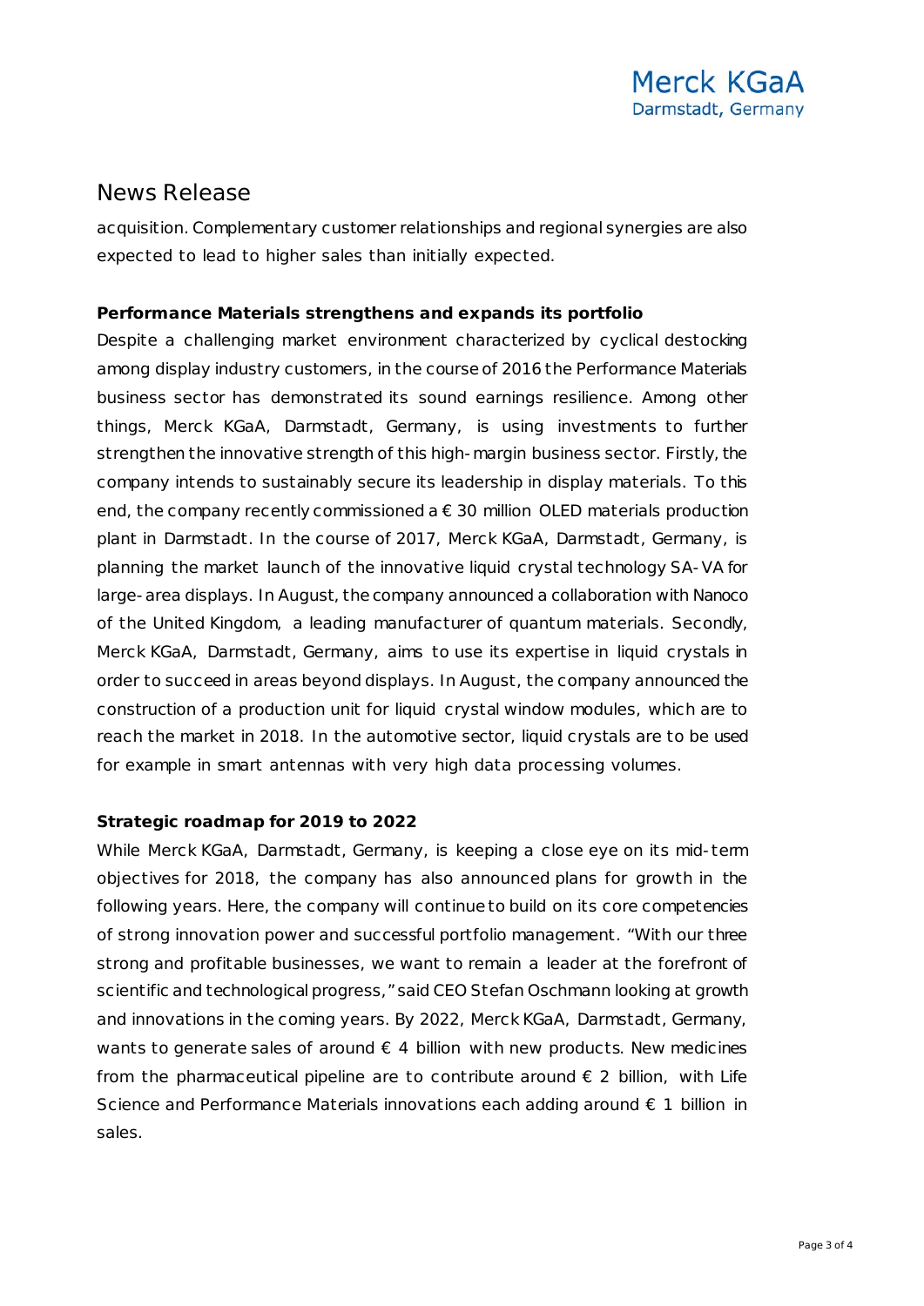acquisition. Complementary customer relationships and regional synergies are also expected to lead to higher sales than initially expected.

**Performance Materials strengthens and expands its portfolio**

Despite a challenging market environment characterized by cyclical destocking among display industry customers, in the course of 2016 the Performance Materials business sector has demonstrated its sound earnings resilience. Among other things, Merck KGaA, Darmstadt, Germany, is using investments to further strengthen the innovative strength of this high-margin business sector. Firstly, the company intends to sustainably secure its leadership in display materials. To this end, the company recently commissioned a € 30 million OLED materials production plant in Darmstadt. In the course of 2017, Merck KGaA, Darmstadt, Germany, is planning the market launch of the innovative liquid crystal technology SA-VA for large-area displays. In August, the company announced a collaboration with Nanoco of the United Kingdom, a leading manufacturer of quantum materials. Secondly, Merck KGaA, Darmstadt, Germany, aims to use its expertise in liquid crystals in order to succeed in areas beyond displays. In August, the company announced the construction of a production unit for liquid crystal window modules, which are to reach the market in 2018. In the automotive sector, liquid crystals are to be used for example in smart antennas with very high data processing volumes.

**Strategic roadmap for 2019 to 2022**

While Merck KGaA, Darmstadt, Germany, is keeping a close eye on its mid-term objectives for 2018, the company has also announced plans for growth in the following years. Here, the company will continue to build on its core competencies of strong innovation power and successful portfolio management. "With our three strong and profitable businesses, we want to remain a leader at the forefront of scientific and technological progress," said CEO Stefan Oschmann looking at growth and innovations in the coming years. By 2022, Merck KGaA, Darmstadt, Germany, wants to generate sales of around € 4 billion with new products. New medicines from the pharmaceutical pipeline are to contribute around € 2 billion, with Life Science and Performance Materials innovations each adding around € 1 billion in sales.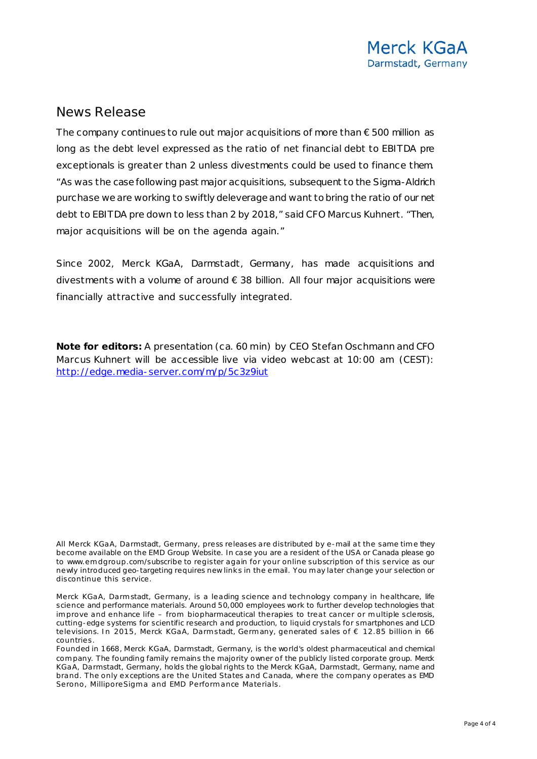## News Release

The company continues to rule out major acquisitions of more than € 500 million as long as the debt level expressed as the ratio of net financial debt to EBITDA pre exceptionals is greater than 2 unless divestments could be used to finance them. "As was the case following past major acquisitions, subsequent to the Sigma-Aldrich purchase we are working to swiftly deleverage and want to bring the ratio of our net debt to EBITDA pre down to less than 2 by 2018," said CFO Marcus Kuhnert. "Then, major acquisitions will be on the agenda again."

Since 2002, Merck KGaA, Darmstadt, Germany, has made acquisitions and divestments with a volume of around € 38 billion. All four major acquisitions were financially attractive and successfully integrated.

**Note for editors:** A presentation (ca. 60 min) by CEO Stefan Oschmann and CFO Marcus Kuhnert will be accessible live via video webcast at 10:00 am (CEST): http://edge.media-server.com/m/p/5c3z9iut

All Merck KGaA, Darmstadt, Germany, press releases are distributed by e-mail at the same time they become available on the EMD Group Website. In case you are a resident of the USA or Canada please go to www.emdgroup.com/subscribe to register again for your online subscription of this service as our newly introduced geo-targeting requires new links in the email. You may later change your selection or discontinue this service.

Merck KGaA, Darmstadt, Germany, is a leading science and technology company in healthcare, life science and performance materials. Around 50,000 employees work to further develop technologies that improve and enhance life – from biopharmaceutical therapies to treat cancer or multiple sclerosis, cutting-edge systems for scientific research and production, to liquid crystals for smartphones and LCD televisions. In 2015, Merck KGaA, Darmstadt, Germany, generated sales of € 12.85 billion in 66 countries.
Founded in 1668, Merck KGaA, Darmstadt, Germany, is the world's oldest pharmaceutical and chemical company. The founding family remains the majority owner of the publicly listed corporate group. Merck KGaA, Darmstadt, Germany, holds the global rights to the Merck KGaA, Darmstadt, Germany, name and brand. The only exceptions are the United States and Canada, where the company operates as EMD Serono, MilliporeSigma and EMD Performance Materials.